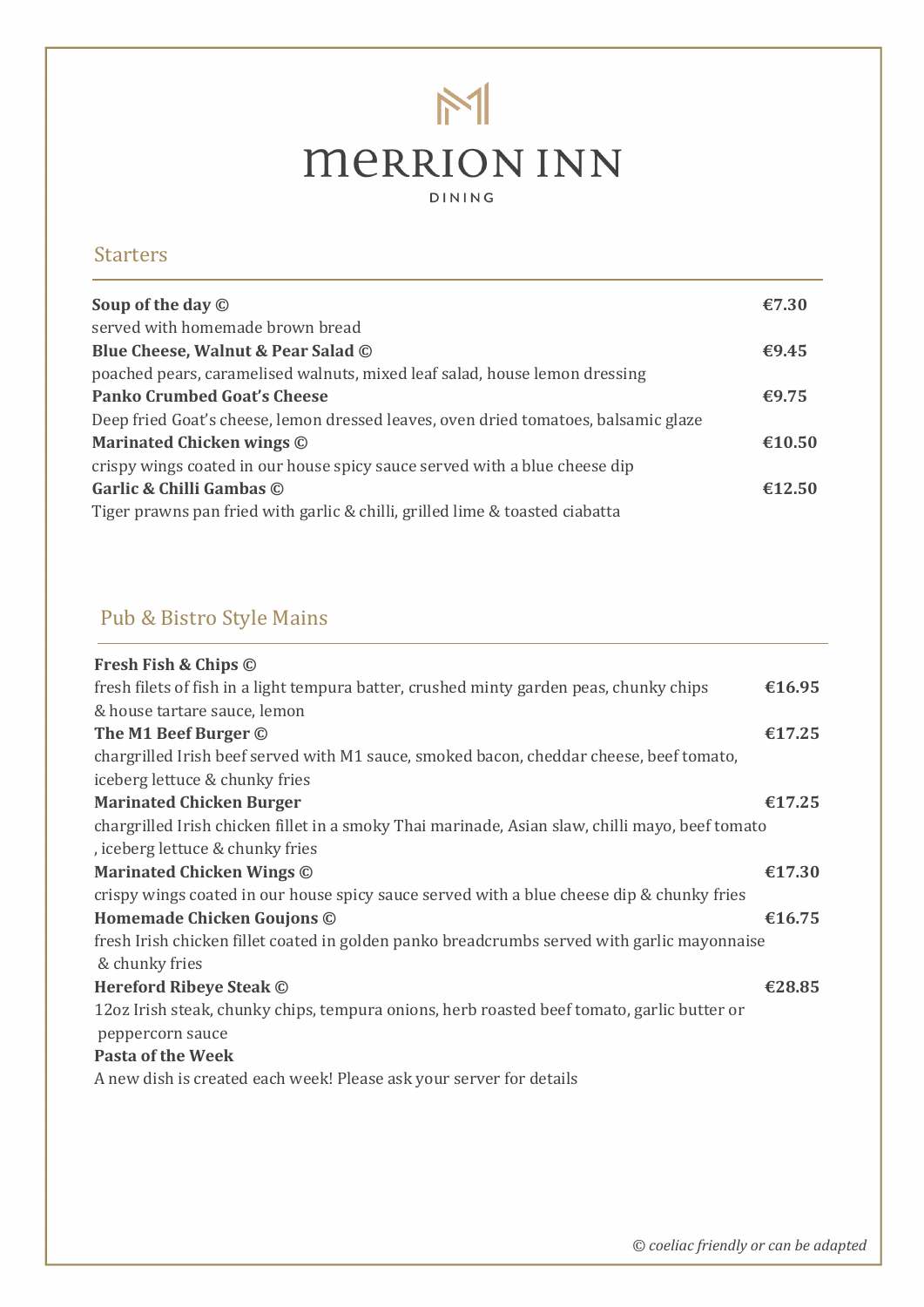# MERRION INN

DINING

## Starters

**Soup of the day ©** **€7.30**
served with homemade brown bread

**Blue Cheese, Walnut & Pear Salad ©** **€9.45**
poached pears, caramelised walnuts, mixed leaf salad, house lemon dressing

**Panko Crumbed Goat's Cheese** **€9.75**
Deep fried Goat's cheese, lemon dressed leaves, oven dried tomatoes, balsamic glaze

**Marinated Chicken wings ©** **€10.50**
crispy wings coated in our house spicy sauce served with a blue cheese dip

**Garlic & Chilli Gambas ©** **€12.50**
Tiger prawns pan fried with garlic & chilli, grilled lime & toasted ciabatta

## Pub & Bistro Style Mains

**Fresh Fish & Chips ©**
fresh filets of fish in a light tempura batter, crushed minty garden peas, chunky chips & house tartare sauce, lemon **€16.95**

**The M1 Beef Burger ©** **€17.25**
chargrilled Irish beef served with M1 sauce, smoked bacon, cheddar cheese, beef tomato, iceberg lettuce & chunky fries

**Marinated Chicken Burger** **€17.25**
chargrilled Irish chicken fillet in a smoky Thai marinade, Asian slaw, chilli mayo, beef tomato , iceberg lettuce & chunky fries

**Marinated Chicken Wings ©** **€17.30**
crispy wings coated in our house spicy sauce served with a blue cheese dip & chunky fries

**Homemade Chicken Goujons ©** **€16.75**
fresh Irish chicken fillet coated in golden panko breadcrumbs served with garlic mayonnaise & chunky fries

**Hereford Ribeye Steak ©** **€28.85**
12oz Irish steak, chunky chips, tempura onions, herb roasted beef tomato, garlic butter or peppercorn sauce

**Pasta of the Week**
A new dish is created each week! Please ask your server for details

*© coeliac friendly or can be adapted*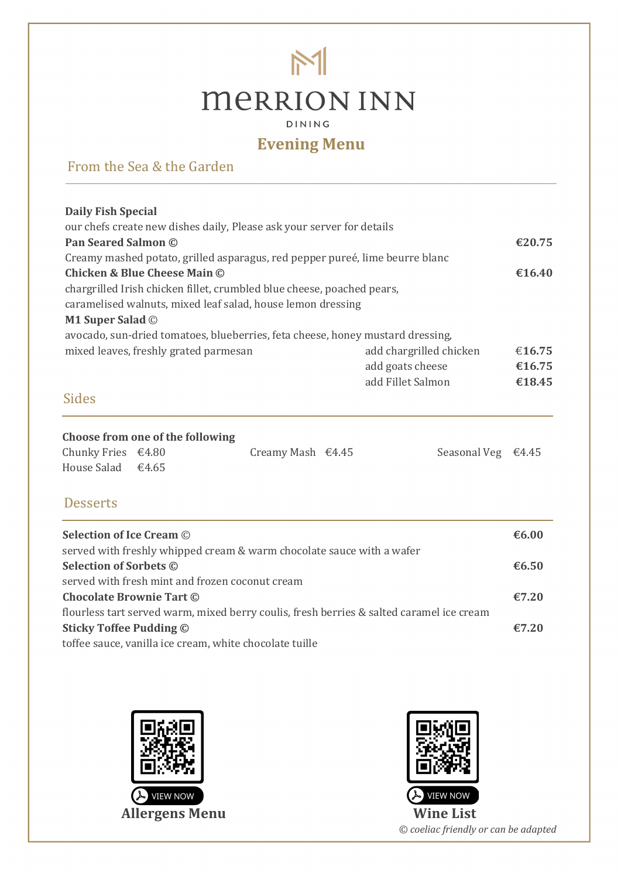# MERRION INN

DINING

## Evening Menu

### From the Sea & the Garden

**Daily Fish Special**
our chefs create new dishes daily, Please ask your server for details

**Pan Seared Salmon ©** — **€20.75**
Creamy mashed potato, grilled asparagus, red pepper pureé, lime beurre blanc

**Chicken & Blue Cheese Main ©** — **€16.40**
chargrilled Irish chicken fillet, crumbled blue cheese, poached pears, caramelised walnuts, mixed leaf salad, house lemon dressing

**M1 Super Salad ©**
avocado, sun-dried tomatoes, blueberries, feta cheese, honey mustard dressing, mixed leaves, freshly grated parmesan

| | |
|---|---|
| add chargrilled chicken | **€16.75** |
| add goats cheese | **€16.75** |
| add Fillet Salmon | **€18.45** |

### Sides

**Choose from one of the following**

| | | | | | |
|---|---|---|---|---|---|
| Chunky Fries | €4.80 | Creamy Mash | €4.45 | Seasonal Veg | €4.45 |
| House Salad | €4.65 | | | | |

### Desserts

**Selection of Ice Cream ©** — **€6.00**
served with freshly whipped cream & warm chocolate sauce with a wafer

**Selection of Sorbets ©** — **€6.50**
served with fresh mint and frozen coconut cream

**Chocolate Brownie Tart ©** — **€7.20**
flourless tart served warm, mixed berry coulis, fresh berries & salted caramel ice cream

**Sticky Toffee Pudding ©** — **€7.20**
toffee sauce, vanilla ice cream, white chocolate tuille

VIEW NOW
**Allergens Menu**

VIEW NOW
**Wine List**

*© coeliac friendly or can be adapted*